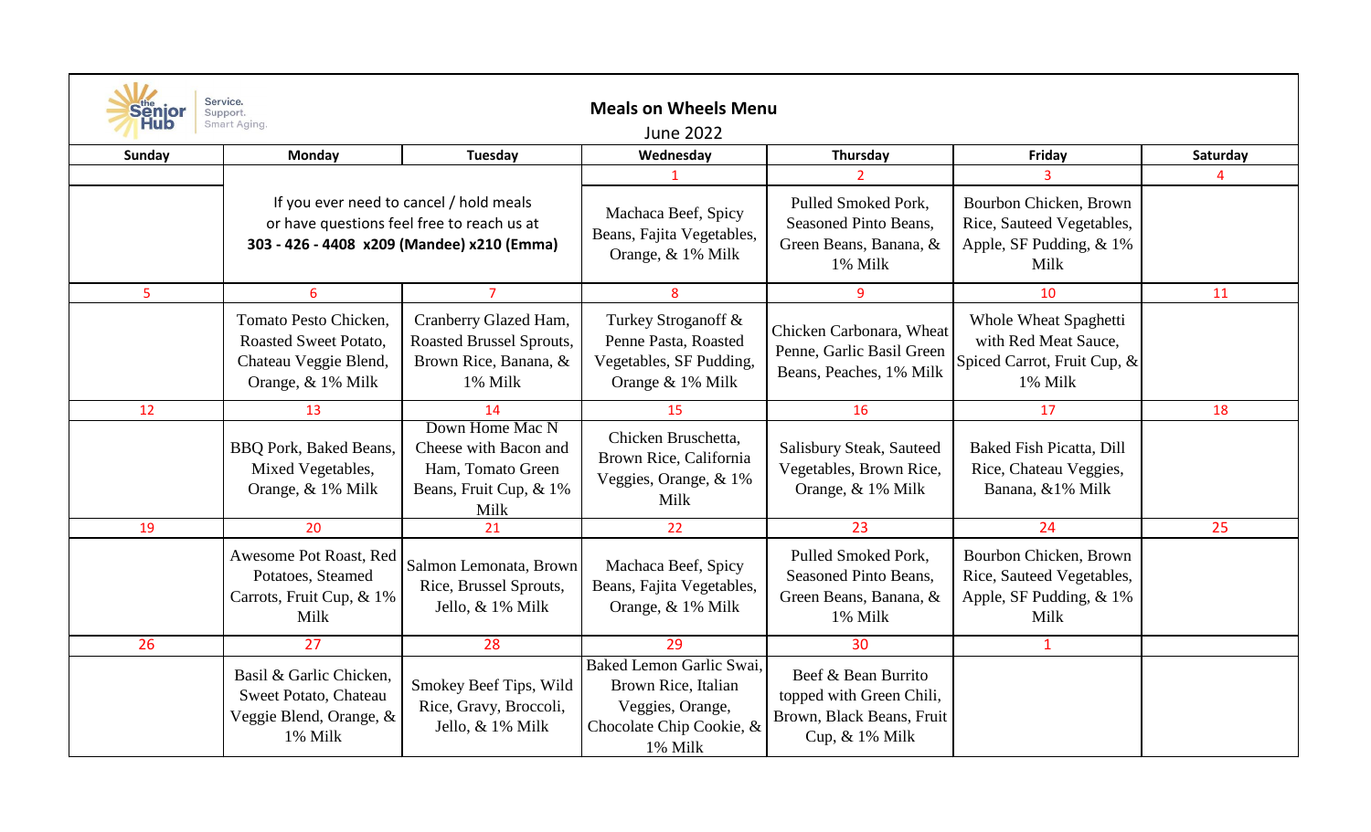the Senior Hub — Service. Support. Smart Aging.

## Meals on Wheels Menu

June 2022

| Sunday | Monday | Tuesday | Wednesday | Thursday | Friday | Saturday |
|---|---|---|---|---|---|---|
| | | | 1 | 2 | 3 | 4 |
| | If you ever need to cancel / hold meals or have questions feel free to reach us at **303 - 426 - 4408 x209 (Mandee) x210 (Emma)** | | Machaca Beef, Spicy Beans, Fajita Vegetables, Orange, & 1% Milk | Pulled Smoked Pork, Seasoned Pinto Beans, Green Beans, Banana, & 1% Milk | Bourbon Chicken, Brown Rice, Sauteed Vegetables, Apple, SF Pudding, & 1% Milk | |
| 5 | 6 | 7 | 8 | 9 | 10 | 11 |
| | Tomato Pesto Chicken, Roasted Sweet Potato, Chateau Veggie Blend, Orange, & 1% Milk | Cranberry Glazed Ham, Roasted Brussel Sprouts, Brown Rice, Banana, & 1% Milk | Turkey Stroganoff & Penne Pasta, Roasted Vegetables, SF Pudding, Orange & 1% Milk | Chicken Carbonara, Wheat Penne, Garlic Basil Green Beans, Peaches, 1% Milk | Whole Wheat Spaghetti with Red Meat Sauce, Spiced Carrot, Fruit Cup, & 1% Milk | |
| 12 | 13 | 14 | 15 | 16 | 17 | 18 |
| | BBQ Pork, Baked Beans, Mixed Vegetables, Orange, & 1% Milk | Down Home Mac N Cheese with Bacon and Ham, Tomato Green Beans, Fruit Cup, & 1% Milk | Chicken Bruschetta, Brown Rice, California Veggies, Orange, & 1% Milk | Salisbury Steak, Sauteed Vegetables, Brown Rice, Orange, & 1% Milk | Baked Fish Picatta, Dill Rice, Chateau Veggies, Banana, &1% Milk | |
| 19 | 20 | 21 | 22 | 23 | 24 | 25 |
| | Awesome Pot Roast, Red Potatoes, Steamed Carrots, Fruit Cup, & 1% Milk | Salmon Lemonata, Brown Rice, Brussel Sprouts, Jello, & 1% Milk | Machaca Beef, Spicy Beans, Fajita Vegetables, Orange, & 1% Milk | Pulled Smoked Pork, Seasoned Pinto Beans, Green Beans, Banana, & 1% Milk | Bourbon Chicken, Brown Rice, Sauteed Vegetables, Apple, SF Pudding, & 1% Milk | |
| 26 | 27 | 28 | 29 | 30 | 1 | |
| | Basil & Garlic Chicken, Sweet Potato, Chateau Veggie Blend, Orange, & 1% Milk | Smokey Beef Tips, Wild Rice, Gravy, Broccoli, Jello, & 1% Milk | Baked Lemon Garlic Swai, Brown Rice, Italian Veggies, Orange, Chocolate Chip Cookie, & 1% Milk | Beef & Bean Burrito topped with Green Chili, Brown, Black Beans, Fruit Cup, & 1% Milk | | |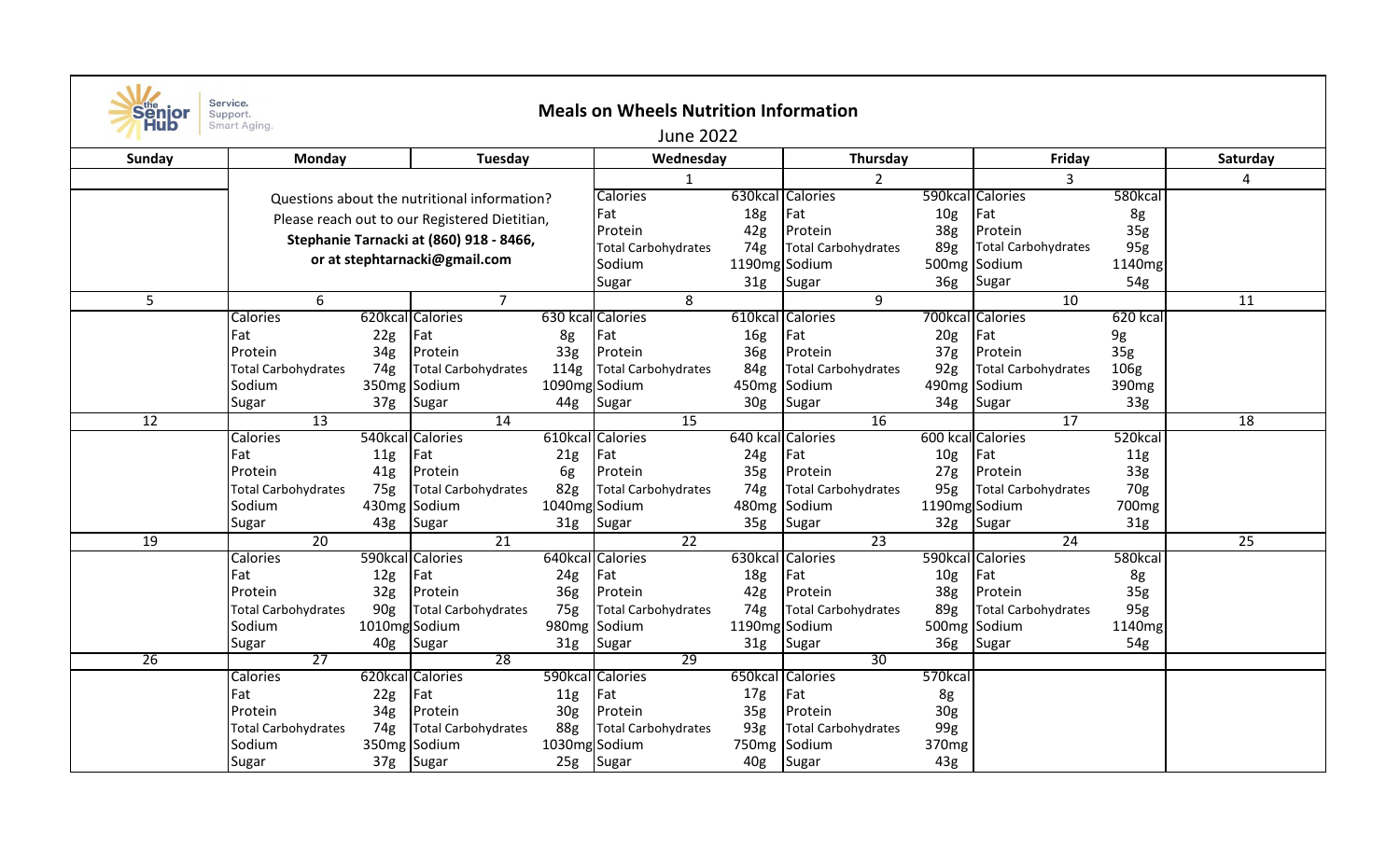# Meals on Wheels Nutrition Information

June 2022

Service. Support. Smart Aging.

| Sunday | Monday | Tuesday | Wednesday | Thursday | Friday | Saturday |
|---|---|---|---|---|---|---|
| | | | 1 | 2 | 3 | 4 |
| | Questions about the nutritional information? Please reach out to our Registered Dietitian, **Stephanie Tarnacki at (860) 918 - 8466, or at stephtarnacki@gmail.com** | | Calories 630kcal<br>Fat 18g<br>Protein 42g<br>Total Carbohydrates 74g<br>Sodium 1190mg<br>Sugar 31g | Calories 590kcal<br>Fat 10g<br>Protein 38g<br>Total Carbohydrates 89g<br>Sodium 500mg<br>Sugar 36g | Calories 580kcal<br>Fat 8g<br>Protein 35g<br>Total Carbohydrates 95g<br>Sodium 1140mg<br>Sugar 54g | |
| 5 | 6 | 7 | 8 | 9 | 10 | 11 |
| | Calories 620kcal<br>Fat 22g<br>Protein 34g<br>Total Carbohydrates 74g<br>Sodium 350mg<br>Sugar 37g | Calories 630 kcal<br>Fat 8g<br>Protein 33g<br>Total Carbohydrates 114g<br>Sodium 1090mg<br>Sugar 44g | Calories 610kcal<br>Fat 16g<br>Protein 36g<br>Total Carbohydrates 84g<br>Sodium 450mg<br>Sugar 30g | Calories 700kcal<br>Fat 20g<br>Protein 37g<br>Total Carbohydrates 92g<br>Sodium 490mg<br>Sugar 34g | Calories 620 kcal<br>Fat 9g<br>Protein 35g<br>Total Carbohydrates 106g<br>Sodium 390mg<br>Sugar 33g | |
| 12 | 13 | 14 | 15 | 16 | 17 | 18 |
| | Calories 540kcal<br>Fat 11g<br>Protein 41g<br>Total Carbohydrates 75g<br>Sodium 430mg<br>Sugar 43g | Calories 610kcal<br>Fat 21g<br>Protein 6g<br>Total Carbohydrates 82g<br>Sodium 1040mg<br>Sugar 31g | Calories 640 kcal<br>Fat 24g<br>Protein 35g<br>Total Carbohydrates 74g<br>Sodium 480mg<br>Sugar 35g | Calories 600 kcal<br>Fat 10g<br>Protein 27g<br>Total Carbohydrates 95g<br>Sodium 1190mg<br>Sugar 32g | Calories 520kcal<br>Fat 11g<br>Protein 33g<br>Total Carbohydrates 70g<br>Sodium 700mg<br>Sugar 31g | |
| 19 | 20 | 21 | 22 | 23 | 24 | 25 |
| | Calories 590kcal<br>Fat 12g<br>Protein 32g<br>Total Carbohydrates 90g<br>Sodium 1010mg<br>Sugar 40g | Calories 640kcal<br>Fat 24g<br>Protein 36g<br>Total Carbohydrates 75g<br>Sodium 980mg<br>Sugar 31g | Calories 630kcal<br>Fat 18g<br>Protein 42g<br>Total Carbohydrates 74g<br>Sodium 1190mg<br>Sugar 31g | Calories 590kcal<br>Fat 10g<br>Protein 38g<br>Total Carbohydrates 89g<br>Sodium 500mg<br>Sugar 36g | Calories 580kcal<br>Fat 8g<br>Protein 35g<br>Total Carbohydrates 95g<br>Sodium 1140mg<br>Sugar 54g | |
| 26 | 27 | 28 | 29 | 30 | | |
| | Calories 620kcal<br>Fat 22g<br>Protein 34g<br>Total Carbohydrates 74g<br>Sodium 350mg<br>Sugar 37g | Calories 590kcal<br>Fat 11g<br>Protein 30g<br>Total Carbohydrates 88g<br>Sodium 1030mg<br>Sugar 25g | Calories 650kcal<br>Fat 17g<br>Protein 35g<br>Total Carbohydrates 93g<br>Sodium 750mg<br>Sugar 40g | Calories 570kcal<br>Fat 8g<br>Protein 30g<br>Total Carbohydrates 99g<br>Sodium 370mg<br>Sugar 43g | | |